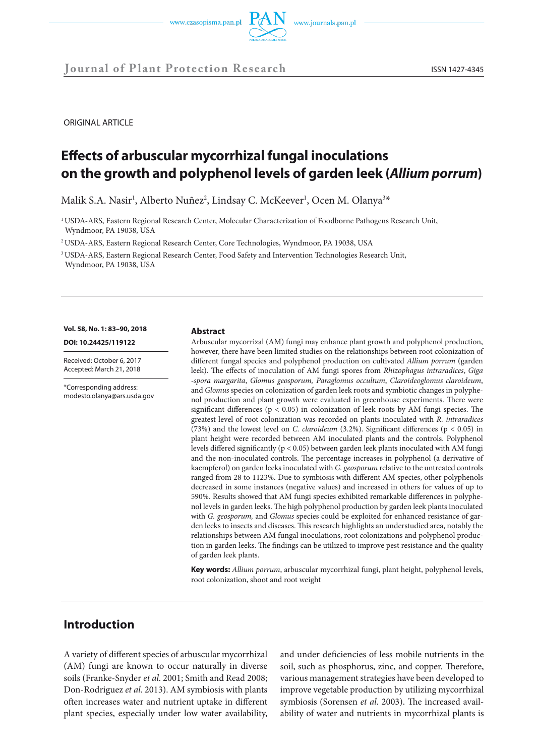Journal of Plant Protection Research

ISSN 1427-4345

ORIGINAL ARTICLE

# Effects of arbuscular mycorrhizal fungal inoculations on the growth and polyphenol levels of garden leek (*Allium porrum*)

Malik S.A. Nasir[1], Alberto Nuñez[2], Lindsay C. McKeever[1], Ocen M. Olanya[3]*

[1] USDA-ARS, Eastern Regional Research Center, Molecular Characterization of Foodborne Pathogens Research Unit, Wyndmoor, PA 19038, USA

[2] USDA-ARS, Eastern Regional Research Center, Core Technologies, Wyndmoor, PA 19038, USA

[3] USDA-ARS, Eastern Regional Research Center, Food Safety and Intervention Technologies Research Unit, Wyndmoor, PA 19038, USA

**Vol. 58, No. 1: 83–90, 2018**

**DOI: 10.24425/119122**

Received: October 6, 2017
Accepted: March 21, 2018

*Corresponding address:
modesto.olanya@ars.usda.gov

## Abstract

Arbuscular mycorrizal (AM) fungi may enhance plant growth and polyphenol production, however, there have been limited studies on the relationships between root colonization of different fungal species and polyphenol production on cultivated *Allium porrum* (garden leek). The effects of inoculation of AM fungi spores from *Rhizophagus intraradices*, *Giga-spora margarita*, *Glomus geosporum, Paraglomus occultum*, *Claroideoglomus claroideum*, and *Glomus* species on colonization of garden leek roots and symbiotic changes in polyphenol production and plant growth were evaluated in greenhouse experiments. There were significant differences ($p < 0.05$) in colonization of leek roots by AM fungi species. The greatest level of root colonization was recorded on plants inoculated with *R. intraradices* (73%) and the lowest level on *C. claroideum* (3.2%). Significant differences ($p < 0.05$) in plant height were recorded between AM inoculated plants and the controls. Polyphenol levels differed significantly ($p < 0.05$) between garden leek plants inoculated with AM fungi and the non-inoculated controls. The percentage increases in polyphenol (a derivative of kaempferol) on garden leeks inoculated with *G. geosporum* relative to the untreated controls ranged from 28 to 1123%. Due to symbiosis with different AM species, other polyphenols decreased in some instances (negative values) and increased in others for values of up to 590%. Results showed that AM fungi species exhibited remarkable differences in polyphenol levels in garden leeks. The high polyphenol production by garden leek plants inoculated with *G. geosporum,* and *Glomus* species could be exploited for enhanced resistance of garden leeks to insects and diseases. This research highlights an understudied area, notably the relationships between AM fungal inoculations, root colonizations and polyphenol production in garden leeks. The findings can be utilized to improve pest resistance and the quality of garden leek plants.

**Key words:** *Allium porrum*, arbuscular mycorrhizal fungi, plant height, polyphenol levels, root colonization, shoot and root weight

## Introduction

A variety of different species of arbuscular mycorrhizal (AM) fungi are known to occur naturally in diverse soils (Franke-Snyder *et al.* 2001; Smith and Read 2008; Don-Rodriguez *et al*. 2013). AM symbiosis with plants often increases water and nutrient uptake in different plant species, especially under low water availability, and under deficiencies of less mobile nutrients in the soil, such as phosphorus, zinc, and copper. Therefore, various management strategies have been developed to improve vegetable production by utilizing mycorrhizal symbiosis (Sorensen *et al*. 2003). The increased availability of water and nutrients in mycorrhizal plants is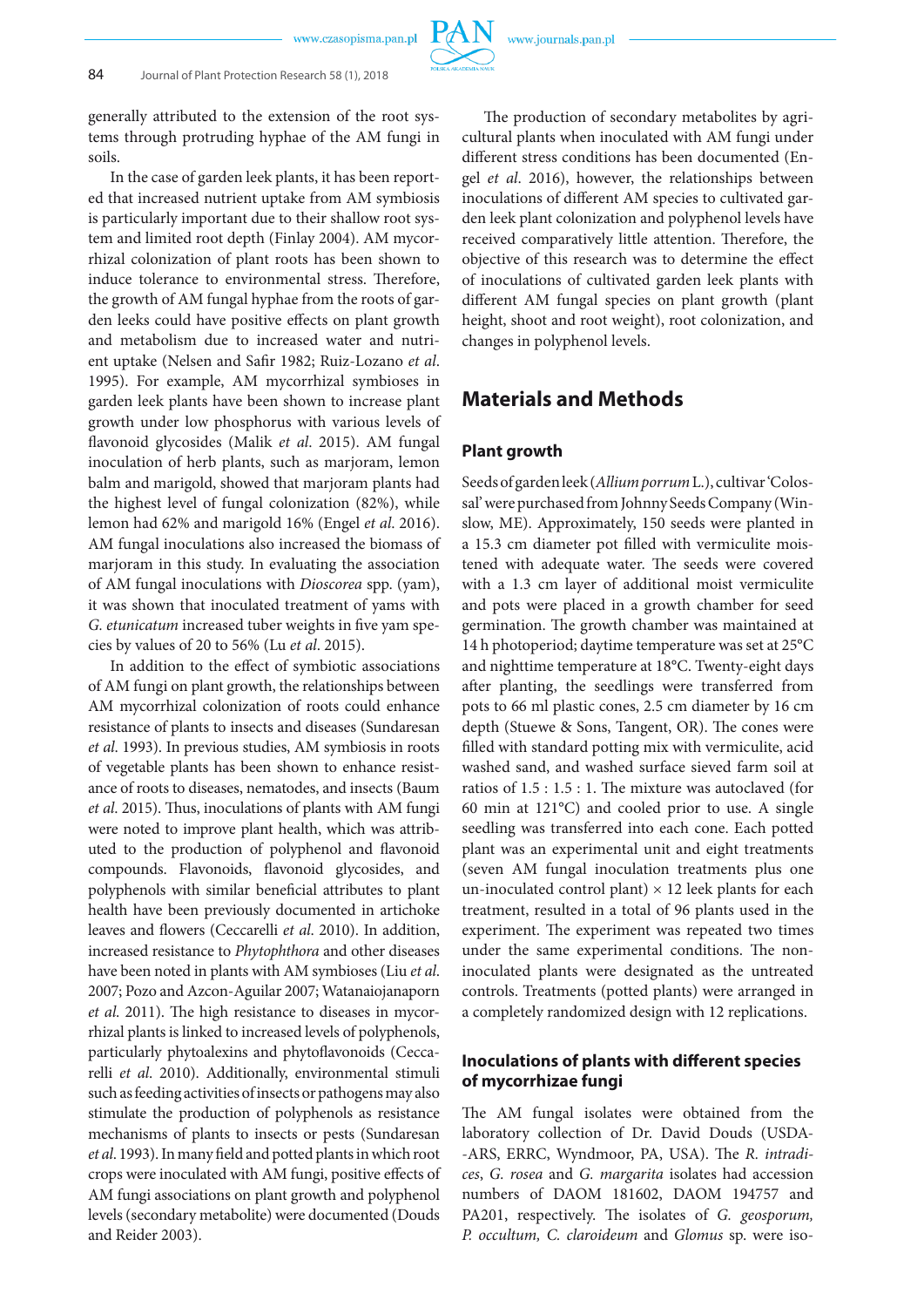generally attributed to the extension of the root systems through protruding hyphae of the AM fungi in soils.

In the case of garden leek plants, it has been reported that increased nutrient uptake from AM symbiosis is particularly important due to their shallow root system and limited root depth (Finlay 2004). AM mycorrhizal colonization of plant roots has been shown to induce tolerance to environmental stress. Therefore, the growth of AM fungal hyphae from the roots of garden leeks could have positive effects on plant growth and metabolism due to increased water and nutrient uptake (Nelsen and Safir 1982; Ruiz-Lozano *et al*. 1995). For example, AM mycorrhizal symbioses in garden leek plants have been shown to increase plant growth under low phosphorus with various levels of flavonoid glycosides (Malik *et al*. 2015). AM fungal inoculation of herb plants, such as marjoram, lemon balm and marigold, showed that marjoram plants had the highest level of fungal colonization (82%), while lemon had 62% and marigold 16% (Engel *et al*. 2016). AM fungal inoculations also increased the biomass of marjoram in this study. In evaluating the association of AM fungal inoculations with *Dioscorea* spp. (yam), it was shown that inoculated treatment of yams with *G. etunicatum* increased tuber weights in five yam species by values of 20 to 56% (Lu *et al*. 2015).

In addition to the effect of symbiotic associations of AM fungi on plant growth, the relationships between AM mycorrhizal colonization of roots could enhance resistance of plants to insects and diseases (Sundaresan *et al*. 1993). In previous studies, AM symbiosis in roots of vegetable plants has been shown to enhance resistance of roots to diseases, nematodes, and insects (Baum *et al*. 2015). Thus, inoculations of plants with AM fungi were noted to improve plant health, which was attributed to the production of polyphenol and flavonoid compounds. Flavonoids, flavonoid glycosides, and polyphenols with similar beneficial attributes to plant health have been previously documented in artichoke leaves and flowers (Ceccarelli *et al*. 2010). In addition, increased resistance to *Phytophthora* and other diseases have been noted in plants with AM symbioses (Liu *et al*. 2007; Pozo and Azcon-Aguilar 2007; Watanaiojanaporn *et al*. 2011). The high resistance to diseases in mycorrhizal plants is linked to increased levels of polyphenols, particularly phytoalexins and phytoflavonoids (Ceccarelli *et al*. 2010). Additionally, environmental stimuli such as feeding activities of insects or pathogens may also stimulate the production of polyphenols as resistance mechanisms of plants to insects or pests (Sundaresan *et al*. 1993). In many field and potted plants in which root crops were inoculated with AM fungi, positive effects of AM fungi associations on plant growth and polyphenol levels (secondary metabolite) were documented (Douds and Reider 2003).

The production of secondary metabolites by agricultural plants when inoculated with AM fungi under different stress conditions has been documented (Engel *et al*. 2016), however, the relationships between inoculations of different AM species to cultivated garden leek plant colonization and polyphenol levels have received comparatively little attention. Therefore, the objective of this research was to determine the effect of inoculations of cultivated garden leek plants with different AM fungal species on plant growth (plant height, shoot and root weight), root colonization, and changes in polyphenol levels.

## Materials and Methods

### Plant growth

Seeds of garden leek (*Allium porrum* L.), cultivar 'Colossal' were purchased from Johnny Seeds Company (Winslow, ME). Approximately, 150 seeds were planted in a 15.3 cm diameter pot filled with vermiculite moistened with adequate water. The seeds were covered with a 1.3 cm layer of additional moist vermiculite and pots were placed in a growth chamber for seed germination. The growth chamber was maintained at 14 h photoperiod; daytime temperature was set at 25°C and nighttime temperature at 18°C. Twenty-eight days after planting, the seedlings were transferred from pots to 66 ml plastic cones, 2.5 cm diameter by 16 cm depth (Stuewe & Sons, Tangent, OR). The cones were filled with standard potting mix with vermiculite, acid washed sand, and washed surface sieved farm soil at ratios of 1.5 : 1.5 : 1. The mixture was autoclaved (for 60 min at 121°C) and cooled prior to use. A single seedling was transferred into each cone. Each potted plant was an experimental unit and eight treatments (seven AM fungal inoculation treatments plus one un-inoculated control plant) × 12 leek plants for each treatment, resulted in a total of 96 plants used in the experiment. The experiment was repeated two times under the same experimental conditions. The non-inoculated plants were designated as the untreated controls. Treatments (potted plants) were arranged in a completely randomized design with 12 replications.

### Inoculations of plants with different species of mycorrhizae fungi

The AM fungal isolates were obtained from the laboratory collection of Dr. David Douds (USDA--ARS, ERRC, Wyndmoor, PA, USA). The *R. intradices*, *G. rosea* and *G. margarita* isolates had accession numbers of DAOM 181602, DAOM 194757 and PA201, respectively. The isolates of *G. geosporum, P. occultum, C. claroideum* and *Glomus* sp. were iso-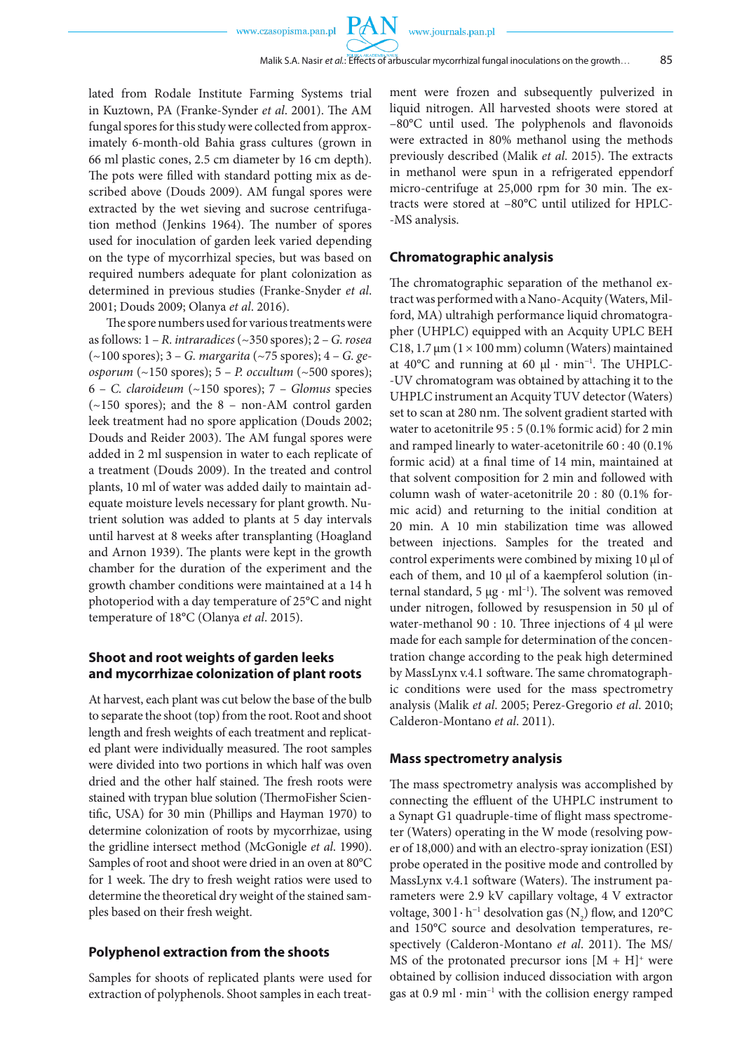lated from Rodale Institute Farming Systems trial in Kuztown, PA (Franke-Synder *et al*. 2001). The AM fungal spores for this study were collected from approximately 6-month-old Bahia grass cultures (grown in 66 ml plastic cones, 2.5 cm diameter by 16 cm depth). The pots were filled with standard potting mix as described above (Douds 2009). AM fungal spores were extracted by the wet sieving and sucrose centrifugation method (Jenkins 1964). The number of spores used for inoculation of garden leek varied depending on the type of mycorrhizal species, but was based on required numbers adequate for plant colonization as determined in previous studies (Franke-Snyder *et al*. 2001; Douds 2009; Olanya *et al*. 2016).

The spore numbers used for various treatments were as follows: 1 – *R. intraradices* (~350 spores); 2 – *G. rosea* (~100 spores); 3 – *G. margarita* (~75 spores); 4 – *G. gesporum* (~150 spores); 5 – *P. occultum* (~500 spores); 6 – *C. claroideum* (~150 spores); 7 – *Glomus* species (~150 spores); and the 8 – non-AM control garden leek treatment had no spore application (Douds 2002; Douds and Reider 2003). The AM fungal spores were added in 2 ml suspension in water to each replicate of a treatment (Douds 2009). In the treated and control plants, 10 ml of water was added daily to maintain adequate moisture levels necessary for plant growth. Nutrient solution was added to plants at 5 day intervals until harvest at 8 weeks after transplanting (Hoagland and Arnon 1939). The plants were kept in the growth chamber for the duration of the experiment and the growth chamber conditions were maintained at a 14 h photoperiod with a day temperature of 25°C and night temperature of 18°C (Olanya *et al*. 2015).

## Shoot and root weights of garden leeks and mycorrhizae colonization of plant roots

At harvest, each plant was cut below the base of the bulb to separate the shoot (top) from the root. Root and shoot length and fresh weights of each treatment and replicated plant were individually measured. The root samples were divided into two portions in which half was oven dried and the other half stained. The fresh roots were stained with trypan blue solution (ThermoFisher Scientific, USA) for 30 min (Phillips and Hayman 1970) to determine colonization of roots by mycorrhizae, using the gridline intersect method (McGonigle *et al*. 1990). Samples of root and shoot were dried in an oven at 80°C for 1 week. The dry to fresh weight ratios were used to determine the theoretical dry weight of the stained samples based on their fresh weight.

## Polyphenol extraction from the shoots

Samples for shoots of replicated plants were used for extraction of polyphenols. Shoot samples in each treatment were frozen and subsequently pulverized in liquid nitrogen. All harvested shoots were stored at −80°C until used. The polyphenols and flavonoids were extracted in 80% methanol using the methods previously described (Malik *et al*. 2015). The extracts in methanol were spun in a refrigerated eppendorf micro-centrifuge at 25,000 rpm for 30 min. The extracts were stored at −80°C until utilized for HPLC-MS analysis.

## Chromatographic analysis

The chromatographic separation of the methanol extract was performed with a Nano-Acquity (Waters, Milford, MA) ultrahigh performance liquid chromatographer (UHPLC) equipped with an Acquity UPLC BEH C18, 1.7 μm (1 × 100 mm) column (Waters) maintained at 40°C and running at 60 μl · min$^{-1}$. The UHPLC-UV chromatogram was obtained by attaching it to the UHPLC instrument an Acquity TUV detector (Waters) set to scan at 280 nm. The solvent gradient started with water to acetonitrile 95 : 5 (0.1% formic acid) for 2 min and ramped linearly to water-acetonitrile 60 : 40 (0.1% formic acid) at a final time of 14 min, maintained at that solvent composition for 2 min and followed with column wash of water-acetonitrile 20 : 80 (0.1% formic acid) and returning to the initial condition at 20 min. A 10 min stabilization time was allowed between injections. Samples for the treated and control experiments were combined by mixing 10 μl of each of them, and 10 μl of a kaempferol solution (internal standard, 5 μg · ml$^{-1}$). The solvent was removed under nitrogen, followed by resuspension in 50 μl of water-methanol 90 : 10. Three injections of 4 μl were made for each sample for determination of the concentration change according to the peak high determined by MassLynx v.4.1 software. The same chromatographic conditions were used for the mass spectrometry analysis (Malik *et al*. 2005; Perez-Gregorio *et al*. 2010; Calderon-Montano *et al*. 2011).

## Mass spectrometry analysis

The mass spectrometry analysis was accomplished by connecting the effluent of the UHPLC instrument to a Synapt G1 quadruple-time of flight mass spectrometer (Waters) operating in the W mode (resolving power of 18,000) and with an electro-spray ionization (ESI) probe operated in the positive mode and controlled by MassLynx v.4.1 software (Waters). The instrument parameters were 2.9 kV capillary voltage, 4 V extractor voltage, 300 l · h$^{-1}$ desolvation gas ($N_2$) flow, and 120°C and 150°C source and desolvation temperatures, respectively (Calderon-Montano *et al*. 2011). The MS/MS of the protonated precursor ions $[M + H]^+$ were obtained by collision induced dissociation with argon gas at 0.9 ml · min$^{-1}$ with the collision energy ramped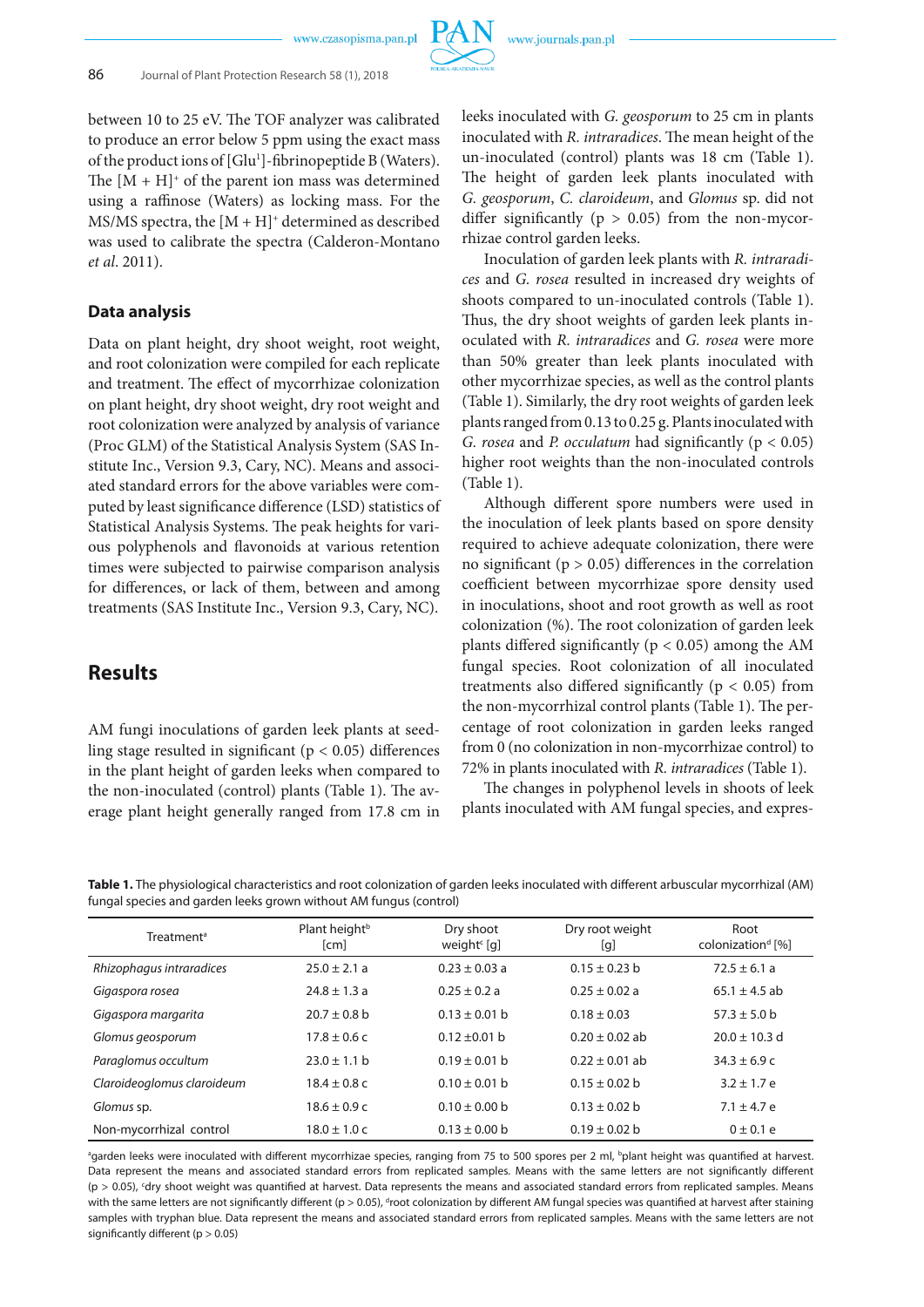between 10 to 25 eV. The TOF analyzer was calibrated to produce an error below 5 ppm using the exact mass of the product ions of [Glu[1]]-fibrinopeptide B (Waters). The $[M + H]^+$ of the parent ion mass was determined using a raffinose (Waters) as locking mass. For the MS/MS spectra, the $[M + H]^+$ determined as described was used to calibrate the spectra (Calderon-Montano *et al*. 2011).

### Data analysis

Data on plant height, dry shoot weight, root weight, and root colonization were compiled for each replicate and treatment. The effect of mycorrhizae colonization on plant height, dry shoot weight, dry root weight and root colonization were analyzed by analysis of variance (Proc GLM) of the Statistical Analysis System (SAS Institute Inc., Version 9.3, Cary, NC). Means and associated standard errors for the above variables were computed by least significance difference (LSD) statistics of Statistical Analysis Systems. The peak heights for various polyphenols and flavonoids at various retention times were subjected to pairwise comparison analysis for differences, or lack of them, between and among treatments (SAS Institute Inc., Version 9.3, Cary, NC).

## Results

AM fungi inoculations of garden leek plants at seedling stage resulted in significant ($p < 0.05$) differences in the plant height of garden leeks when compared to the non-inoculated (control) plants (Table 1). The average plant height generally ranged from 17.8 cm in leeks inoculated with *G. geosporum* to 25 cm in plants inoculated with *R. intraradices*. The mean height of the un-inoculated (control) plants was 18 cm (Table 1). The height of garden leek plants inoculated with *G. geosporum*, *C. claroideum*, and *Glomus* sp. did not differ significantly ($p > 0.05$) from the non-mycorrhizae control garden leeks.

Inoculation of garden leek plants with *R. intraradices* and *G. rosea* resulted in increased dry weights of shoots compared to un-inoculated controls (Table 1). Thus, the dry shoot weights of garden leek plants inoculated with *R. intraradices* and *G. rosea* were more than 50% greater than leek plants inoculated with other mycorrhizae species, as well as the control plants (Table 1). Similarly, the dry root weights of garden leek plants ranged from 0.13 to 0.25 g. Plants inoculated with *G. rosea* and *P. occulatum* had significantly ($p < 0.05$) higher root weights than the non-inoculated controls (Table 1).

Although different spore numbers were used in the inoculation of leek plants based on spore density required to achieve adequate colonization, there were no significant ($p > 0.05$) differences in the correlation coefficient between mycorrhizae spore density used in inoculations, shoot and root growth as well as root colonization (%). The root colonization of garden leek plants differed significantly ($p < 0.05$) among the AM fungal species. Root colonization of all inoculated treatments also differed significantly ($p < 0.05$) from the non-mycorrhizal control plants (Table 1). The percentage of root colonization in garden leeks ranged from 0 (no colonization in non-mycorrhizae control) to 72% in plants inoculated with *R. intraradices* (Table 1).

The changes in polyphenol levels in shoots of leek plants inoculated with AM fungal species, and expres-

**Table 1.** The physiological characteristics and root colonization of garden leeks inoculated with different arbuscular mycorrhizal (AM) fungal species and garden leeks grown without AM fungus (control)

| Treatment[a] | Plant height[b] [cm] | Dry shoot weight[c] [g] | Dry root weight [g] | Root colonization[d] [%] |
|---|---|---|---|---|
| *Rhizophagus intraradices* | 25.0 ± 2.1 a | 0.23 ± 0.03 a | 0.15 ± 0.23 b | 72.5 ± 6.1 a |
| *Gigaspora rosea* | 24.8 ± 1.3 a | 0.25 ± 0.2 a | 0.25 ± 0.02 a | 65.1 ± 4.5 ab |
| *Gigaspora margarita* | 20.7 ± 0.8 b | 0.13 ± 0.01 b | 0.18 ± 0.03 | 57.3 ± 5.0 b |
| *Glomus geosporum* | 17.8 ± 0.6 c | 0.12 ±0.01 b | 0.20 ± 0.02 ab | 20.0 ± 10.3 d |
| *Paraglomus occultum* | 23.0 ± 1.1 b | 0.19 ± 0.01 b | 0.22 ± 0.01 ab | 34.3 ± 6.9 c |
| *Claroideoglomus claroideum* | 18.4 ± 0.8 c | 0.10 ± 0.01 b | 0.15 ± 0.02 b | 3.2 ± 1.7 e |
| *Glomus* sp. | 18.6 ± 0.9 c | 0.10 ± 0.00 b | 0.13 ± 0.02 b | 7.1 ± 4.7 e |
| Non-mycorrhizal control | 18.0 ± 1.0 c | 0.13 ± 0.00 b | 0.19 ± 0.02 b | 0 ± 0.1 e |

[a]garden leeks were inoculated with different mycorrhizae species, ranging from 75 to 500 spores per 2 ml, [b]plant height was quantified at harvest. Data represent the means and associated standard errors from replicated samples. Means with the same letters are not significantly different ($p > 0.05$), [c]dry shoot weight was quantified at harvest. Data represents the means and associated standard errors from replicated samples. Means with the same letters are not significantly different ($p > 0.05$), [d]root colonization by different AM fungal species was quantified at harvest after staining samples with tryphan blue. Data represent the means and associated standard errors from replicated samples. Means with the same letters are not significantly different ($p > 0.05$)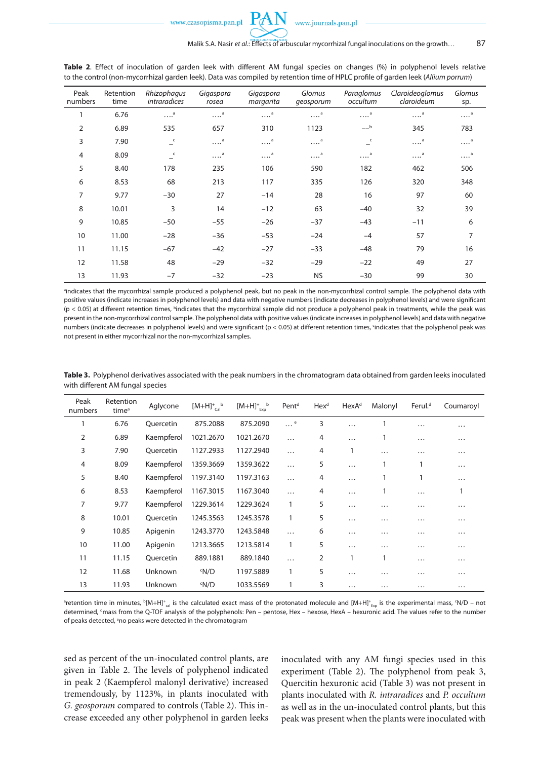**Table 2**. Effect of inoculation of garden leek with different AM fungal species on changes (%) in polyphenol levels relative to the control (non-mycorrhizal garden leek). Data was compiled by retention time of HPLC profile of garden leek (*Allium porrum*)

| Peak numbers | Retention time | *Rhizophagus intraradices* | *Gigaspora rosea* | *Gigaspora margarita* | *Glomus geosporum* | *Paraglomus occultum* | *Claroideoglomus claroideum* | *Glomus* sp. |
|---|---|---|---|---|---|---|---|---|
| 1 | 6.76 | ….[a] | ….[a] | ….[a] | ….[a] | ….[a] | ….[a] | ….[a] |
| 2 | 6.89 | 535 | 657 | 310 | 1123 | ––[b] | 345 | 783 |
| 3 | 7.90 | _[c] | ….[a] | ….[a] | ….[a] | _[c] | ….[a] | ….[a] |
| 4 | 8.09 | _[c] | ….[a] | ….[a] | ….[a] | ….[a] | ….[a] | ….[a] |
| 5 | 8.40 | 178 | 235 | 106 | 590 | 182 | 462 | 506 |
| 6 | 8.53 | 68 | 213 | 117 | 335 | 126 | 320 | 348 |
| 7 | 9.77 | −30 | 27 | −14 | 28 | 16 | 97 | 60 |
| 8 | 10.01 | 3 | 14 | −12 | 63 | −40 | 32 | 39 |
| 9 | 10.85 | −50 | −55 | −26 | −37 | −43 | −11 | 6 |
| 10 | 11.00 | −28 | −36 | −53 | −24 | −4 | 57 | 7 |
| 11 | 11.15 | −67 | −42 | −27 | −33 | −48 | 79 | 16 |
| 12 | 11.58 | 48 | −29 | −32 | −29 | −22 | 49 | 27 |
| 13 | 11.93 | −7 | −32 | −23 | NS | −30 | 99 | 30 |

[a]indicates that the mycorrhizal sample produced a polyphenol peak, but no peak in the non-mycorrhizal control sample. The polyphenol data with positive values (indicate increases in polyphenol levels) and data with negative numbers (indicate decreases in polyphenol levels) and were significant ($p < 0.05$) at different retention times, [b]indicates that the mycorrhizal sample did not produce a polyphenol peak in treatments, while the peak was present in the non-mycorrhizal control sample. The polyphenol data with positive values (indicate increases in polyphenol levels) and data with negative numbers (indicate decreases in polyphenol levels) and were significant ($p < 0.05$) at different retention times, [c]indicates that the polyphenol peak was not present in either mycorrhizal nor the non-mycorrhizal samples.

**Table 3.** Polyphenol derivatives associated with the peak numbers in the chromatogram data obtained from garden leeks inoculated with different AM fungal species

| Peak numbers | Retention time[a] | Aglycone | $[M+H]^+_{Cal}$ [b] | $[M+H]^+_{Exp}$ [b] | Pent[d] | Hex[d] | HexA[d] | Malonyl | Ferul.[d] | Coumaroyl |
|---|---|---|---|---|---|---|---|---|---|---|
| 1 | 6.76 | Quercetin | 875.2088 | 875.2090 | …[e] | 3 | … | 1 | … | … |
| 2 | 6.89 | Kaempferol | 1021.2670 | 1021.2670 | … | 4 | … | 1 | … | … |
| 3 | 7.90 | Quercetin | 1127.2933 | 1127.2940 | … | 4 | 1 | … | … | … |
| 4 | 8.09 | Kaempferol | 1359.3669 | 1359.3622 | … | 5 | … | 1 | 1 | … |
| 5 | 8.40 | Kaempferol | 1197.3140 | 1197.3163 | … | 4 | … | 1 | 1 | … |
| 6 | 8.53 | Kaempferol | 1167.3015 | 1167.3040 | … | 4 | … | 1 | … | 1 |
| 7 | 9.77 | Kaempferol | 1229.3614 | 1229.3624 | 1 | 5 | … | … | … | … |
| 8 | 10.01 | Quercetin | 1245.3563 | 1245.3578 | 1 | 5 | … | … | … | … |
| 9 | 10.85 | Apigenin | 1243.3770 | 1243.5848 | … | 6 | … | … | … | … |
| 10 | 11.00 | Apigenin | 1213.3665 | 1213.5814 | 1 | 5 | … | … | … | … |
| 11 | 11.15 | Quercetin | 889.1881 | 889.1840 | … | 2 | 1 | 1 | … | … |
| 12 | 11.68 | Unknown | [c]N/D | 1197.5889 | 1 | 5 | … | … | … | … |
| 13 | 11.93 | Unknown | [c]N/D | 1033.5569 | 1 | 3 | … | … | … | … |

[a]retention time in minutes, [b]$[M+H]^+_{cal}$ is the calculated exact mass of the protonated molecule and $[M+H]^+_{Exp}$ is the experimental mass, [c]N/D – not determined, [d]mass from the Q-TOF analysis of the polyphenols: Pen – pentose, Hex – hexose, HexA – hexuronic acid. The values refer to the number of peaks detected, [e]no peaks were detected in the chromatogram

sed as percent of the un-inoculated control plants, are given in Table 2. The levels of polyphenol indicated in peak 2 (Kaempferol malonyl derivative) increased tremendously, by 1123%, in plants inoculated with *G. geosporum* compared to controls (Table 2). This increase exceeded any other polyphenol in garden leeks inoculated with any AM fungi species used in this experiment (Table 2). The polyphenol from peak 3, Quercitin hexuronic acid (Table 3) was not present in plants inoculated with *R. intraradices* and *P. occultum* as well as in the un-inoculated control plants, but this peak was present when the plants were inoculated with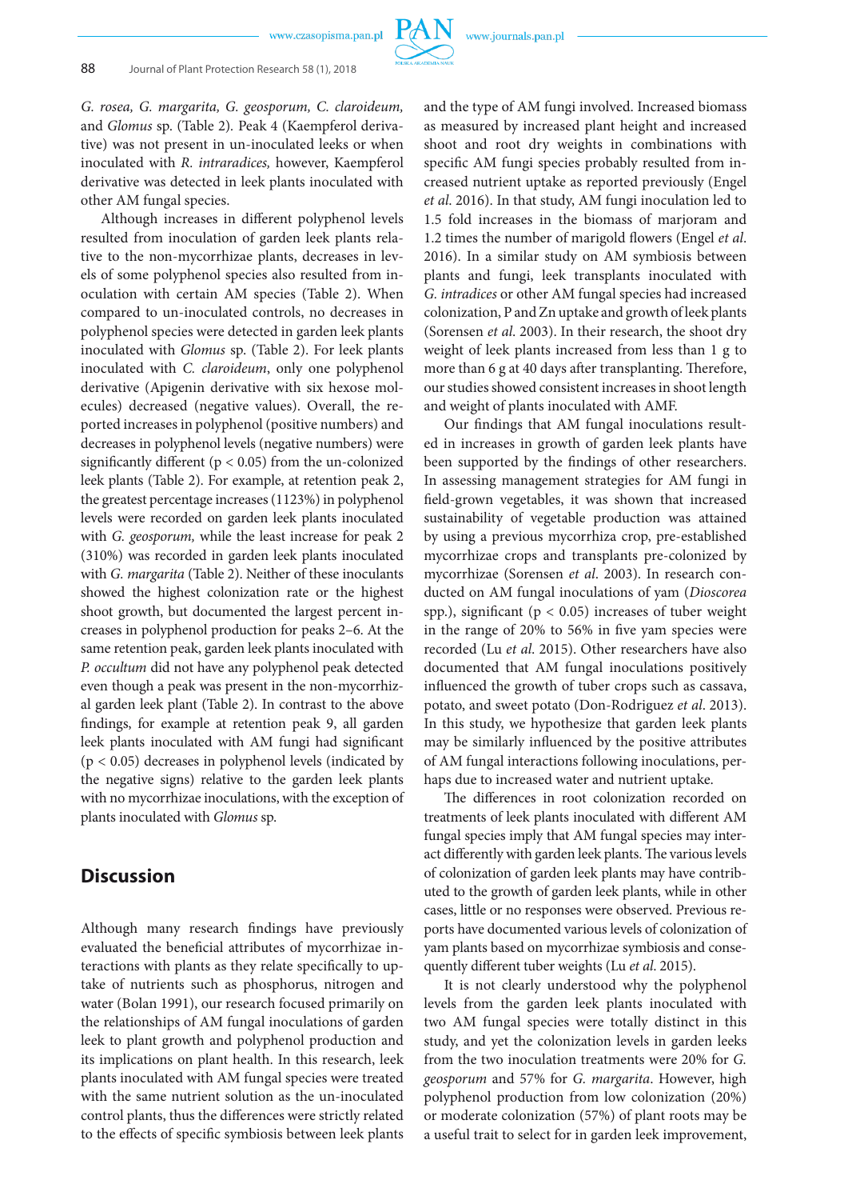*G. rosea, G. margarita, G. geosporum, C. claroideum,* and *Glomus* sp. (Table 2). Peak 4 (Kaempferol derivative) was not present in un-inoculated leeks or when inoculated with *R. intraradices,* however, Kaempferol derivative was detected in leek plants inoculated with other AM fungal species.

Although increases in different polyphenol levels resulted from inoculation of garden leek plants relative to the non-mycorrhizae plants, decreases in levels of some polyphenol species also resulted from inoculation with certain AM species (Table 2). When compared to un-inoculated controls, no decreases in polyphenol species were detected in garden leek plants inoculated with *Glomus* sp. (Table 2). For leek plants inoculated with *C. claroideum*, only one polyphenol derivative (Apigenin derivative with six hexose molecules) decreased (negative values). Overall, the reported increases in polyphenol (positive numbers) and decreases in polyphenol levels (negative numbers) were significantly different ($p < 0.05$) from the un-colonized leek plants (Table 2). For example, at retention peak 2, the greatest percentage increases (1123%) in polyphenol levels were recorded on garden leek plants inoculated with *G. geosporum,* while the least increase for peak 2 (310%) was recorded in garden leek plants inoculated with *G. margarita* (Table 2). Neither of these inoculants showed the highest colonization rate or the highest shoot growth, but documented the largest percent increases in polyphenol production for peaks 2–6. At the same retention peak, garden leek plants inoculated with *P. occultum* did not have any polyphenol peak detected even though a peak was present in the non-mycorrhizal garden leek plant (Table 2). In contrast to the above findings, for example at retention peak 9, all garden leek plants inoculated with AM fungi had significant ($p < 0.05$) decreases in polyphenol levels (indicated by the negative signs) relative to the garden leek plants with no mycorrhizae inoculations, with the exception of plants inoculated with *Glomus* sp.

## Discussion

Although many research findings have previously evaluated the beneficial attributes of mycorrhizae interactions with plants as they relate specifically to uptake of nutrients such as phosphorus, nitrogen and water (Bolan 1991), our research focused primarily on the relationships of AM fungal inoculations of garden leek to plant growth and polyphenol production and its implications on plant health. In this research, leek plants inoculated with AM fungal species were treated with the same nutrient solution as the un-inoculated control plants, thus the differences were strictly related to the effects of specific symbiosis between leek plants and the type of AM fungi involved. Increased biomass as measured by increased plant height and increased shoot and root dry weights in combinations with specific AM fungi species probably resulted from increased nutrient uptake as reported previously (Engel *et al.* 2016). In that study, AM fungi inoculation led to 1.5 fold increases in the biomass of marjoram and 1.2 times the number of marigold flowers (Engel *et al.* 2016). In a similar study on AM symbiosis between plants and fungi, leek transplants inoculated with *G. intradices* or other AM fungal species had increased colonization, P and Zn uptake and growth of leek plants (Sorensen *et al.* 2003). In their research, the shoot dry weight of leek plants increased from less than 1 g to more than 6 g at 40 days after transplanting. Therefore, our studies showed consistent increases in shoot length and weight of plants inoculated with AMF.

Our findings that AM fungal inoculations resulted in increases in growth of garden leek plants have been supported by the findings of other researchers. In assessing management strategies for AM fungi in field-grown vegetables, it was shown that increased sustainability of vegetable production was attained by using a previous mycorrhiza crop, pre-established mycorrhizae crops and transplants pre-colonized by mycorrhizae (Sorensen *et al.* 2003). In research conducted on AM fungal inoculations of yam (*Dioscorea* spp.), significant ($p < 0.05$) increases of tuber weight in the range of 20% to 56% in five yam species were recorded (Lu *et al.* 2015). Other researchers have also documented that AM fungal inoculations positively influenced the growth of tuber crops such as cassava, potato, and sweet potato (Don-Rodriguez *et al.* 2013). In this study, we hypothesize that garden leek plants may be similarly influenced by the positive attributes of AM fungal interactions following inoculations, perhaps due to increased water and nutrient uptake.

The differences in root colonization recorded on treatments of leek plants inoculated with different AM fungal species imply that AM fungal species may interact differently with garden leek plants. The various levels of colonization of garden leek plants may have contributed to the growth of garden leek plants, while in other cases, little or no responses were observed. Previous reports have documented various levels of colonization of yam plants based on mycorrhizae symbiosis and consequently different tuber weights (Lu *et al.* 2015).

It is not clearly understood why the polyphenol levels from the garden leek plants inoculated with two AM fungal species were totally distinct in this study, and yet the colonization levels in garden leeks from the two inoculation treatments were 20% for *G. geosporum* and 57% for *G. margarita*. However, high polyphenol production from low colonization (20%) or moderate colonization (57%) of plant roots may be a useful trait to select for in garden leek improvement,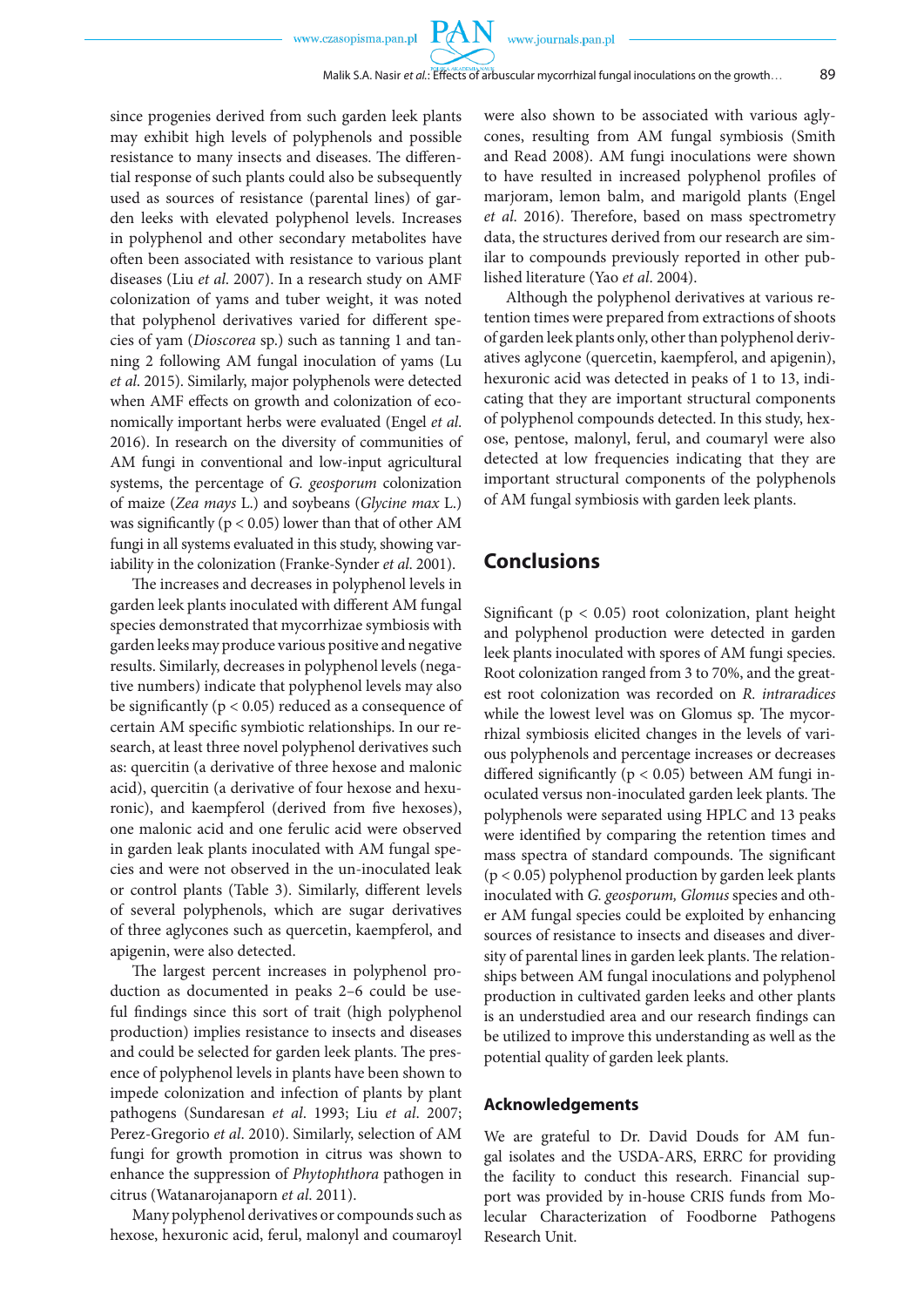since progenies derived from such garden leek plants may exhibit high levels of polyphenols and possible resistance to many insects and diseases. The differential response of such plants could also be subsequently used as sources of resistance (parental lines) of garden leeks with elevated polyphenol levels. Increases in polyphenol and other secondary metabolites have often been associated with resistance to various plant diseases (Liu *et al*. 2007). In a research study on AMF colonization of yams and tuber weight, it was noted that polyphenol derivatives varied for different species of yam (*Dioscorea* sp.) such as tanning 1 and tanning 2 following AM fungal inoculation of yams (Lu *et al*. 2015). Similarly, major polyphenols were detected when AMF effects on growth and colonization of economically important herbs were evaluated (Engel *et al*. 2016). In research on the diversity of communities of AM fungi in conventional and low-input agricultural systems, the percentage of *G. geosporum* colonization of maize (*Zea mays* L.) and soybeans (*Glycine max* L.) was significantly ($p < 0.05$) lower than that of other AM fungi in all systems evaluated in this study, showing variability in the colonization (Franke-Synder *et al*. 2001).

The increases and decreases in polyphenol levels in garden leek plants inoculated with different AM fungal species demonstrated that mycorrhizae symbiosis with garden leeks may produce various positive and negative results. Similarly, decreases in polyphenol levels (negative numbers) indicate that polyphenol levels may also be significantly ($p < 0.05$) reduced as a consequence of certain AM specific symbiotic relationships. In our research, at least three novel polyphenol derivatives such as: quercitin (a derivative of three hexose and malonic acid), quercitin (a derivative of four hexose and hexuronic), and kaempferol (derived from five hexoses), one malonic acid and one ferulic acid were observed in garden leak plants inoculated with AM fungal species and were not observed in the un-inoculated leak or control plants (Table 3). Similarly, different levels of several polyphenols, which are sugar derivatives of three aglycones such as quercetin, kaempferol, and apigenin, were also detected.

The largest percent increases in polyphenol production as documented in peaks 2–6 could be useful findings since this sort of trait (high polyphenol production) implies resistance to insects and diseases and could be selected for garden leek plants. The presence of polyphenol levels in plants have been shown to impede colonization and infection of plants by plant pathogens (Sundaresan *et al*. 1993; Liu *et al*. 2007; Perez-Gregorio *et al*. 2010). Similarly, selection of AM fungi for growth promotion in citrus was shown to enhance the suppression of *Phytophthora* pathogen in citrus (Watanarojanaporn *et al*. 2011).

Many polyphenol derivatives or compounds such as hexose, hexuronic acid, ferul, malonyl and coumaroyl were also shown to be associated with various aglycones, resulting from AM fungal symbiosis (Smith and Read 2008). AM fungi inoculations were shown to have resulted in increased polyphenol profiles of marjoram, lemon balm, and marigold plants (Engel *et al*. 2016). Therefore, based on mass spectrometry data, the structures derived from our research are similar to compounds previously reported in other published literature (Yao *et al*. 2004).

Although the polyphenol derivatives at various retention times were prepared from extractions of shoots of garden leek plants only, other than polyphenol derivatives aglycone (quercetin, kaempferol, and apigenin), hexuronic acid was detected in peaks of 1 to 13, indicating that they are important structural components of polyphenol compounds detected. In this study, hexose, pentose, malonyl, ferul, and coumaryl were also detected at low frequencies indicating that they are important structural components of the polyphenols of AM fungal symbiosis with garden leek plants.

## Conclusions

Significant ($p < 0.05$) root colonization, plant height and polyphenol production were detected in garden leek plants inoculated with spores of AM fungi species. Root colonization ranged from 3 to 70%, and the greatest root colonization was recorded on *R. intraradices* while the lowest level was on Glomus sp. The mycorrhizal symbiosis elicited changes in the levels of various polyphenols and percentage increases or decreases differed significantly ($p < 0.05$) between AM fungi inoculated versus non-inoculated garden leek plants. The polyphenols were separated using HPLC and 13 peaks were identified by comparing the retention times and mass spectra of standard compounds. The significant ($p < 0.05$) polyphenol production by garden leek plants inoculated with *G. geosporum, Glomus* species and other AM fungal species could be exploited by enhancing sources of resistance to insects and diseases and diversity of parental lines in garden leek plants. The relationships between AM fungal inoculations and polyphenol production in cultivated garden leeks and other plants is an understudied area and our research findings can be utilized to improve this understanding as well as the potential quality of garden leek plants.

### Acknowledgements

We are grateful to Dr. David Douds for AM fungal isolates and the USDA-ARS, ERRC for providing the facility to conduct this research. Financial support was provided by in-house CRIS funds from Molecular Characterization of Foodborne Pathogens Research Unit.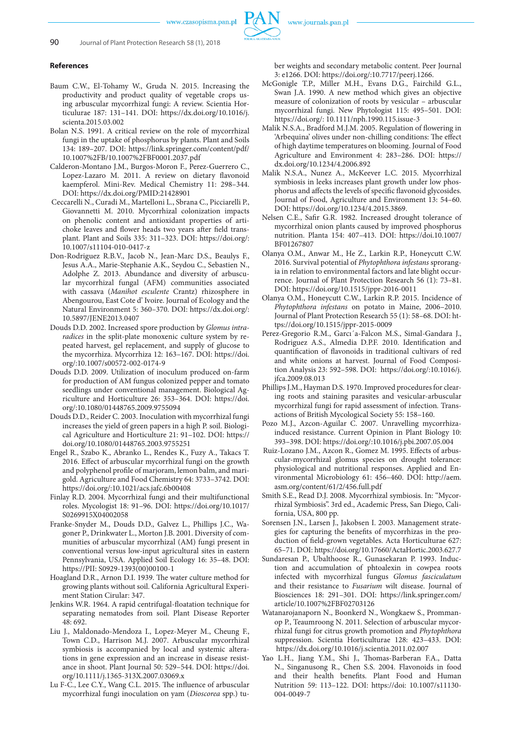## References

Baum C.W., El-Tohamy W., Gruda N. 2015. Increasing the productivity and product quality of vegetable crops using arbuscular mycorrhizal fungi: A review. Scientia Horticulturae 187: 131–141. DOI: https://dx.doi.org/10.1016/j.scienta.2015.03.002

Bolan N.S. 1991. A critical review on the role of mycorrhizal fungi in the uptake of phosphorus by plants. Plant and Soils 134: 189–207. DOI: https://link.springer.com/content/pdf/10.1007%2FB/10.1007%2FBF0001.2037.pdf

Calderon-Montano J.M., Burgos-Moron F., Perez-Guerrero C., Lopez-Lazaro M. 2011. A review on dietary flavonoid kaempferol. Mini-Rev. Medical Chemistry 11: 298–344. DOI: https://dx.doi.org/PMID:21428901

Ceccarelli N., Curadi M., Martelloni L., Sbrana C., Picciarelli P., Giovannetti M. 2010. Mycorrhizal colonization impacts on phenolic content and antioxidant properties of artichoke leaves and flower heads two years after field transplant. Plant and Soils 335: 311–323. DOI: https://doi.org/:10.1007/s11104-010-0417-z

Don-Rodriguez R.B.V., Jacob N., Jean-Marc D.S., Beaulys F., Jesus A.A., Marie-Stephanie A.K., Seydou C., Sebastien N., Adolphe Z. 2013. Abundance and diversity of arbuscular mycorrhizal fungal (AFM) communities associated with cassava (*Manihot esculente* Crantz) rhizosphere in Abengourou, East Cote d' Ivoire. Journal of Ecology and the Natural Environment 5: 360–370. DOI: https://dx.doi.org/:10.5897/JENE2013.0407

Douds D.D. 2002. Increased spore production by *Glomus intraradices* in the split-plate monoxenic culture system by repeated harvest, gel replacement, and supply of glucose to the mycorrhiza. Mycorrhiza 12: 163–167. DOI: https://doi.org/:10.1007/s00572-002-0174-9

Douds D.D. 2009. Utilization of inoculum produced on-farm for production of AM fungus colonized pepper and tomato seedlings under conventional management. Biological Agriculture and Horticulture 26: 353–364. DOI: https://doi.org/:10.1080/01448765.2009.9755094

Douds D.D., Reider C. 2003. Inoculation with mycorrhizal fungi increases the yield of green papers in a high P. soil. Biological Agriculture and Horticulture 21: 91–102. DOI: https://doi.org/10.1080/01448765.2003.9755251

Engel R., Szabo K., Abranko L., Rendes K., Fuzy A., Takacs T. 2016. Effect of arbuscular mycorrhizal fungi on the growth and polyphenol profile of marjoram, lemon balm, and marigold. Agriculture and Food Chemistry 64: 3733–3742. DOI: https://doi.org/:10.1021/acs.jafc.6b00408

Finlay R.D. 2004. Mycorrhizal fungi and their multifunctional roles. Mycologist 18: 91–96. DOI: https://doi.org/10.1017/S0269915X04002058

Franke-Snyder M., Douds D.D., Galvez L., Phillips J.C., Wagoner P., Drinkwater L., Morton J.B. 2001. Diversity of communities of arbuscular mycorrhizal (AM) fungi present in conventional versus low-input agricultural sites in eastern Pennsylvania, USA. Applied Soil Ecology 16: 35–48. DOI: https://PII: S0929-1393(00)00100-1

Hoagland D.R., Arnon D.I. 1939. The water culture method for growing plants without soil. California Agricultural Experiment Station Cirular: 347.

Jenkins W.R. 1964. A rapid centrifugal-floatation technique for separating nematodes from soil. Plant Disease Reporter 48: 692.

Liu J., Maldonado-Mendoza I., Lopez-Meyer M., Cheung F., Town C.D., Harrison M.J. 2007. Arbuscular mycorrhizal symbiosis is accompanied by local and systemic alterations in gene expression and an increase in disease resistance in shoot. Plant Journal 50: 529–544. DOI: https://doi.org/10.1111/j.1365-313X.2007.03069.x

Lu F-C., Lee C.Y., Wang C.L. 2015. The influence of arbuscular mycorrhizal fungi inoculation on yam (*Dioscorea* spp.) tuber weights and secondary metabolic content. Peer Journal 3: e1266. DOI: https://doi.org/:10.7717/peerj.1266.

McGonigle T.P., Miller M.H., Evans D.G., Fairchild G.L., Swan J.A. 1990. A new method which gives an objective measure of colonization of roots by vesicular – arbuscular mycorrhizal fungi. New Phytologist 115: 495–501. DOI: https://doi.org/: 10.1111/nph.1990.115.issue-3

Malik N.S.A., Bradford M.J.M. 2005. Regulation of flowering in 'Arbequina' olives under non-chilling conditions: The effect of high daytime temperatures on blooming. Journal of Food Agriculture and Environment 4: 283–286. DOI: https://dx.doi.org/10.1234/4.2006.892

Malik N.S.A., Nunez A., McKeever L.C. 2015. Mycorrhizal symbiosis in leeks increases plant growth under low phosphorus and affects the levels of specific flavonoid glycosides. Journal of Food, Agriculture and Environment 13: 54–60. DOI: https://doi.org/10.1234/4.2015.3869.

Nelsen C.E., Safir G.R. 1982. Increased drought tolerance of mycorrhizal onion plants caused by improved phosphorus nutrition. Planta 154: 407–413. DOI: https://doi.10.1007/BF01267807

Olanya O.M., Anwar M., He Z., Larkin R.P., Honeycutt C.W. 2016. Survival potential of *Phytophthora infestans* sporangia in relation to environmental factors and late blight occurrence. Journal of Plant Protection Research 56 (1): 73–81. DOI: https://doi.org/10.1515/jppr-2016-0011

Olanya O.M., Honeycutt C.W., Larkin R.P. 2015. Incidence of *Phytophthora infestans* on potato in Maine, 2006–2010. Journal of Plant Protection Research 55 (1): 58–68. DOI: https://doi.org/10.1515/jppr-2015-0009

Perez-Gregorio R.M., Garcı´a-Falcon M.S., Simal-Gandara J., Rodriguez A.S., Almedia D.P.F. 2010. Identification and quantification of flavonoids in traditional cultivars of red and white onions at harvest. Journal of Food Composition Analysis 23: 592–598. DOI: https://doi.org/:10.1016/j.jfca.2009.08.013

Phillips J.M., Hayman D.S. 1970. Improved procedures for clearing roots and staining parasites and vesicular-arbuscular mycorrhizal fungi for rapid assessment of infection. Transactions of British Mycological Society 55: 158–160.

Pozo M.J., Azcon-Aguilar C. 2007. Unravelling mycorrhiza-induced resistance. Current Opinion in Plant Biology 10: 393–398. DOI: https://doi.org/:10.1016/j.pbi.2007.05.004

Ruiz-Lozano J.M., Azcon R., Gomez M. 1995. Effects of arbuscular-mycorrhizal glomus species on drought tolerance: physiological and nutritional responses. Applied and Environmental Microbiology 61: 456–460. DOI: http://aem.asm.org/content/61/2/456.full.pdf

Smith S.E., Read D.J. 2008. Mycorrhizal symbiosis. In: "Mycorrhizal Symbiosis". 3rd ed., Academic Press, San Diego, California, USA, 800 pp.

Sorensen J.N., Larsen J., Jakobsen I. 2003. Management strategies for capturing the benefits of mycorrhizas in the production of field-grown vegetables. Acta Horticulturae 627: 65–71. DOI: https://doi.org/10.17660/ActaHortic.2003.627.7

Sundaresan P., Ubalthoose R., Gunasekaran P. 1993. Induction and accumulation of phtoalexin in cowpea roots infected with mycorrhizal fungus *Glomus fasciculatum* and their resistance to *Fusarium* wilt disease. Journal of Biosciences 18: 291–301. DOI: https://link.springer.com/article/10.1007%2FBF02703126

Watanarojanaporn N., Boonkerd N., Wongkaew S., Prommanop P., Teaumroong N. 2011. Selection of arbuscular mycorrhizal fungi for citrus growth promotion and *Phytophthora* suppression. Scientia Horticulturae 128: 423–433. DOI: https://dx.doi.org/10.1016/j.scientia.2011.02.007

Yao L.H., Jiang Y.M., Shi J., Thomas-Barberan F.A., Datta N., Singanusong R., Chen S.S. 2004. Flavonoids in food and their health benefits. Plant Food and Human Nutrition 59: 113–122. DOI: https://doi: 10.1007/s11130-004-0049-7